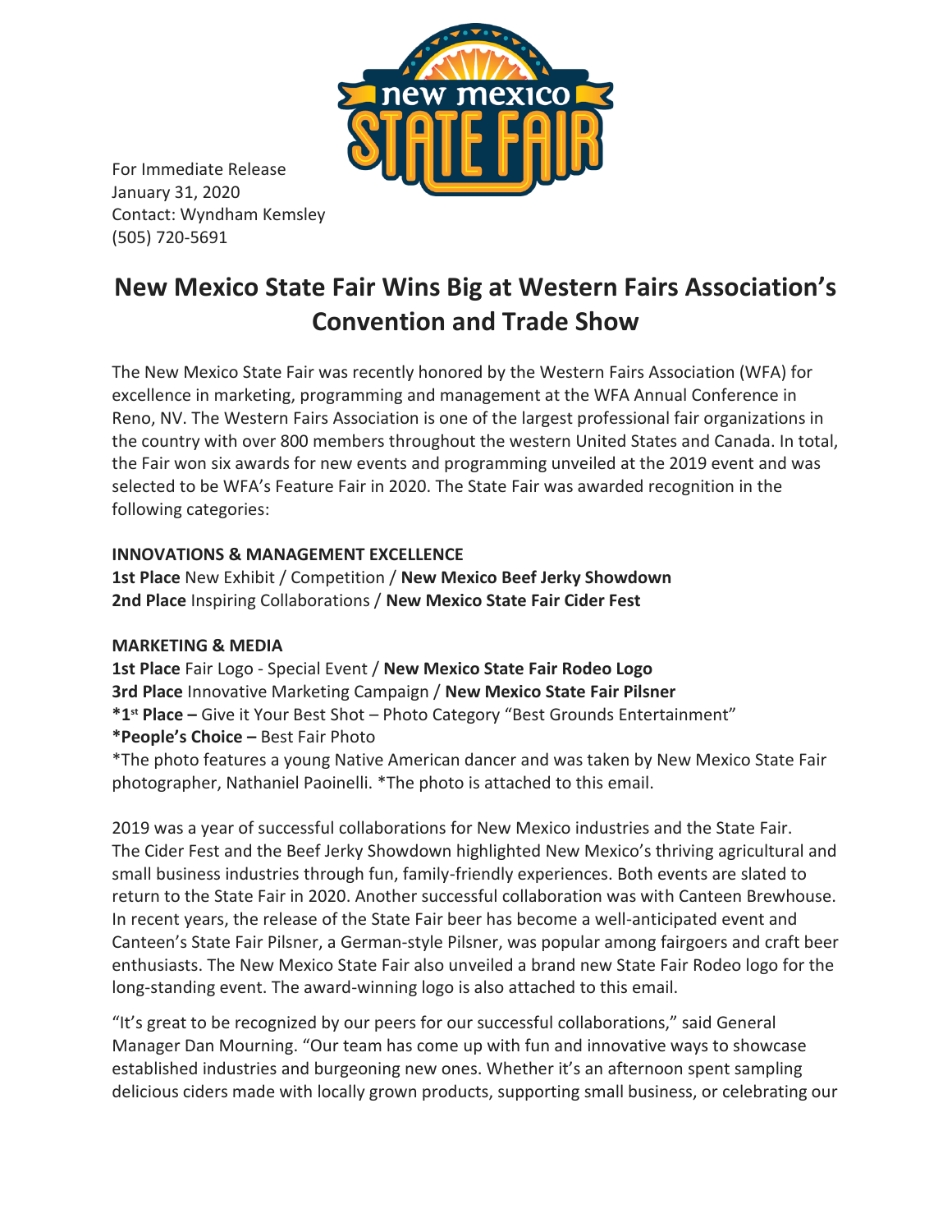For Immediate Release
January 31, 2020
Contact: Wyndham Kemsley
(505) 720-5691

# New Mexico State Fair Wins Big at Western Fairs Association's Convention and Trade Show

The New Mexico State Fair was recently honored by the Western Fairs Association (WFA) for excellence in marketing, programming and management at the WFA Annual Conference in Reno, NV. The Western Fairs Association is one of the largest professional fair organizations in the country with over 800 members throughout the western United States and Canada. In total, the Fair won six awards for new events and programming unveiled at the 2019 event and was selected to be WFA's Feature Fair in 2020. The State Fair was awarded recognition in the following categories:

**INNOVATIONS & MANAGEMENT EXCELLENCE**
**1st Place** New Exhibit / Competition / **New Mexico Beef Jerky Showdown**
**2nd Place** Inspiring Collaborations / **New Mexico State Fair Cider Fest**

**MARKETING & MEDIA**
**1st Place** Fair Logo - Special Event / **New Mexico State Fair Rodeo Logo**
**3rd Place** Innovative Marketing Campaign / **New Mexico State Fair Pilsner**
***1st Place –** Give it Your Best Shot – Photo Category "Best Grounds Entertainment"
***People's Choice –** Best Fair Photo
*The photo features a young Native American dancer and was taken by New Mexico State Fair photographer, Nathaniel Paoinelli. *The photo is attached to this email.

2019 was a year of successful collaborations for New Mexico industries and the State Fair. The Cider Fest and the Beef Jerky Showdown highlighted New Mexico's thriving agricultural and small business industries through fun, family-friendly experiences. Both events are slated to return to the State Fair in 2020. Another successful collaboration was with Canteen Brewhouse. In recent years, the release of the State Fair beer has become a well-anticipated event and Canteen's State Fair Pilsner, a German-style Pilsner, was popular among fairgoers and craft beer enthusiasts. The New Mexico State Fair also unveiled a brand new State Fair Rodeo logo for the long-standing event. The award-winning logo is also attached to this email.

"It's great to be recognized by our peers for our successful collaborations," said General Manager Dan Mourning. "Our team has come up with fun and innovative ways to showcase established industries and burgeoning new ones. Whether it's an afternoon spent sampling delicious ciders made with locally grown products, supporting small business, or celebrating our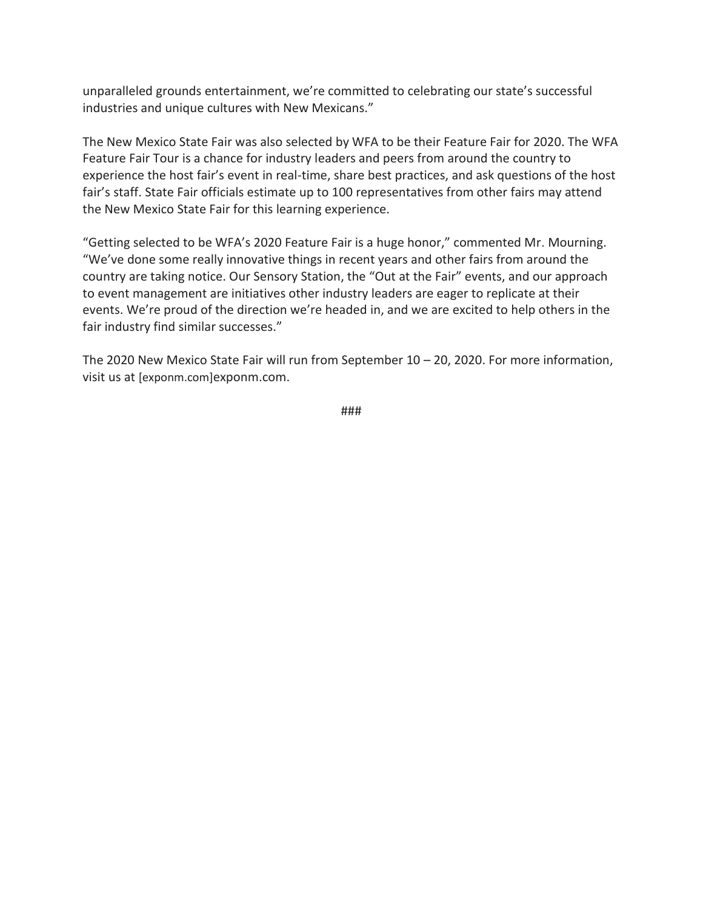unparalleled grounds entertainment, we're committed to celebrating our state's successful industries and unique cultures with New Mexicans."

The New Mexico State Fair was also selected by WFA to be their Feature Fair for 2020. The WFA Feature Fair Tour is a chance for industry leaders and peers from around the country to experience the host fair's event in real-time, share best practices, and ask questions of the host fair's staff. State Fair officials estimate up to 100 representatives from other fairs may attend the New Mexico State Fair for this learning experience.

"Getting selected to be WFA's 2020 Feature Fair is a huge honor," commented Mr. Mourning. "We've done some really innovative things in recent years and other fairs from around the country are taking notice. Our Sensory Station, the "Out at the Fair" events, and our approach to event management are initiatives other industry leaders are eager to replicate at their events. We're proud of the direction we're headed in, and we are excited to help others in the fair industry find similar successes."

The 2020 New Mexico State Fair will run from September 10 – 20, 2020. For more information, visit us at [exponm.com]exponm.com.

###